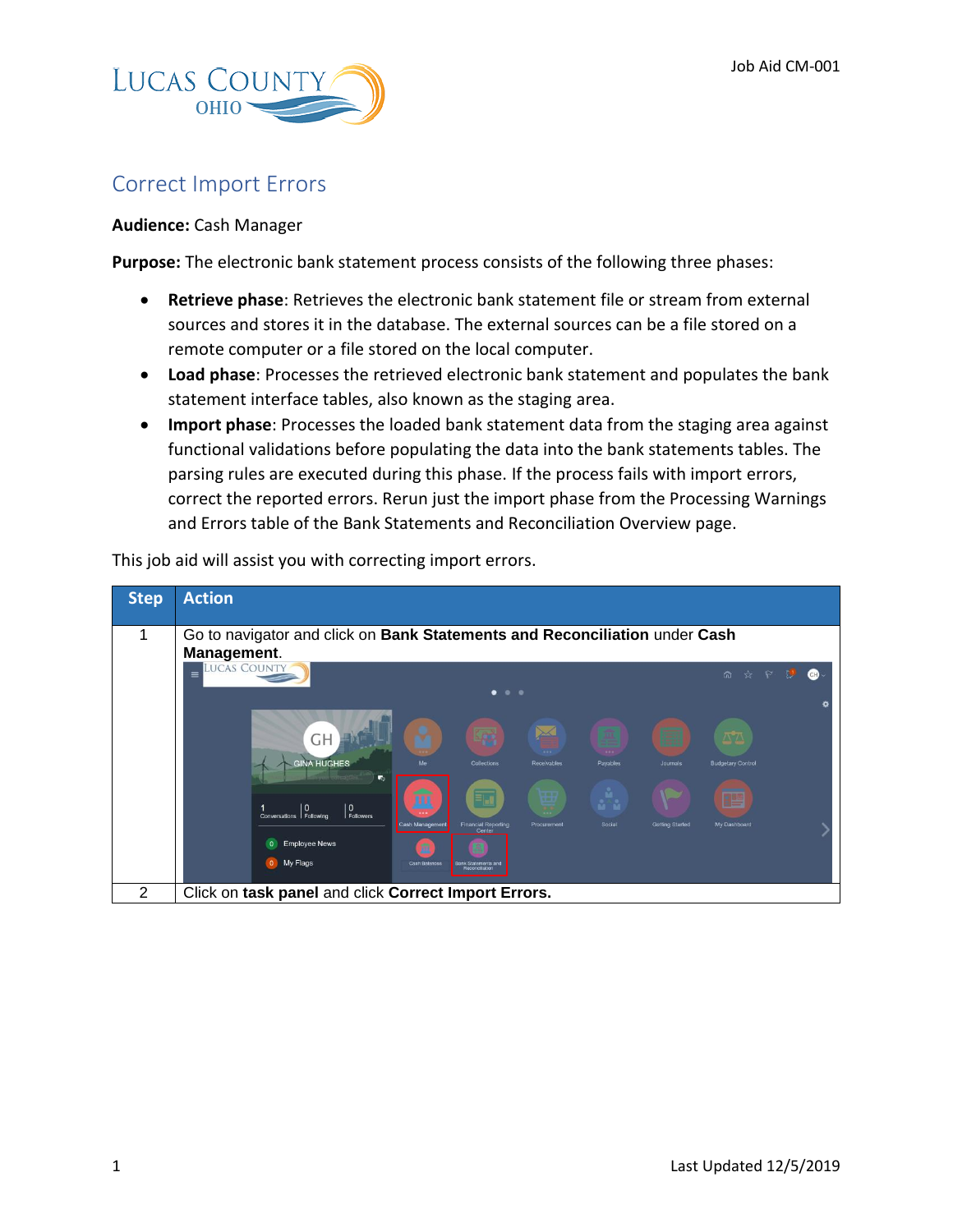# Correct Import Errors

**Audience:** Cash Manager

**Purpose:** The electronic bank statement process consists of the following three phases:

- **Retrieve phase**: Retrieves the electronic bank statement file or stream from external sources and stores it in the database. The external sources can be a file stored on a remote computer or a file stored on the local computer.
- **Load phase**: Processes the retrieved electronic bank statement and populates the bank statement interface tables, also known as the staging area.
- **Import phase**: Processes the loaded bank statement data from the staging area against functional validations before populating the data into the bank statements tables. The parsing rules are executed during this phase. If the process fails with import errors, correct the reported errors. Rerun just the import phase from the Processing Warnings and Errors table of the Bank Statements and Reconciliation Overview page.

This job aid will assist you with correcting import errors.

| Step | Action |
| --- | --- |
| 1 | Go to navigator and click on **Bank Statements and Reconciliation** under **Cash Management**. |
| 2 | Click on **task panel** and click **Correct Import Errors.** |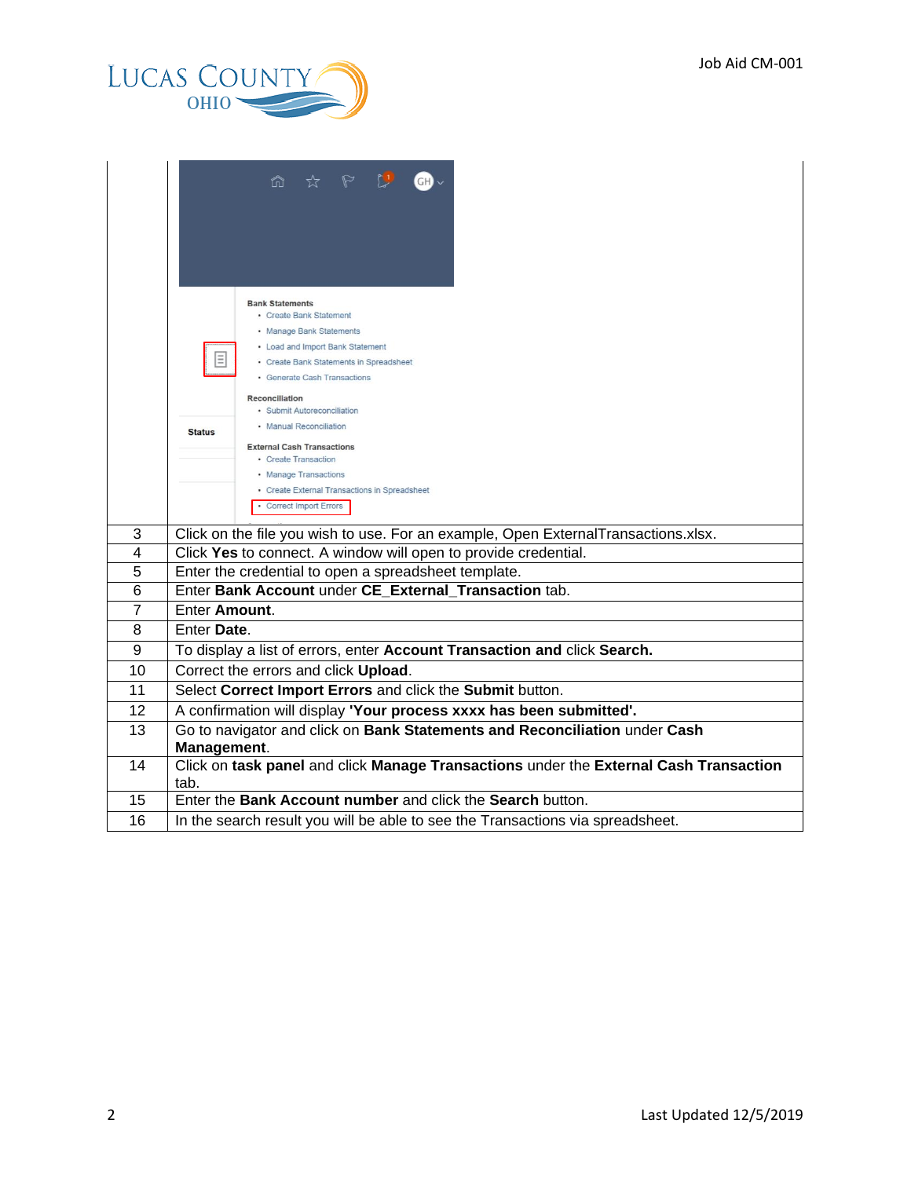| | |
|---|---|
| 3 | Click on the file you wish to use. For an example, Open ExternalTransactions.xlsx. |
| 4 | Click **Yes** to connect. A window will open to provide credential. |
| 5 | Enter the credential to open a spreadsheet template. |
| 6 | Enter **Bank Account** under **CE_External_Transaction** tab. |
| 7 | Enter **Amount**. |
| 8 | Enter **Date**. |
| 9 | To display a list of errors, enter **Account Transaction and** click **Search.** |
| 10 | Correct the errors and click **Upload**. |
| 11 | Select **Correct Import Errors** and click the **Submit** button. |
| 12 | A confirmation will display **'Your process xxxx has been submitted'.** |
| 13 | Go to navigator and click on **Bank Statements and Reconciliation** under **Cash Management**. |
| 14 | Click on **task panel** and click **Manage Transactions** under the **External Cash Transaction** tab. |
| 15 | Enter the **Bank Account number** and click the **Search** button. |
| 16 | In the search result you will be able to see the Transactions via spreadsheet. |